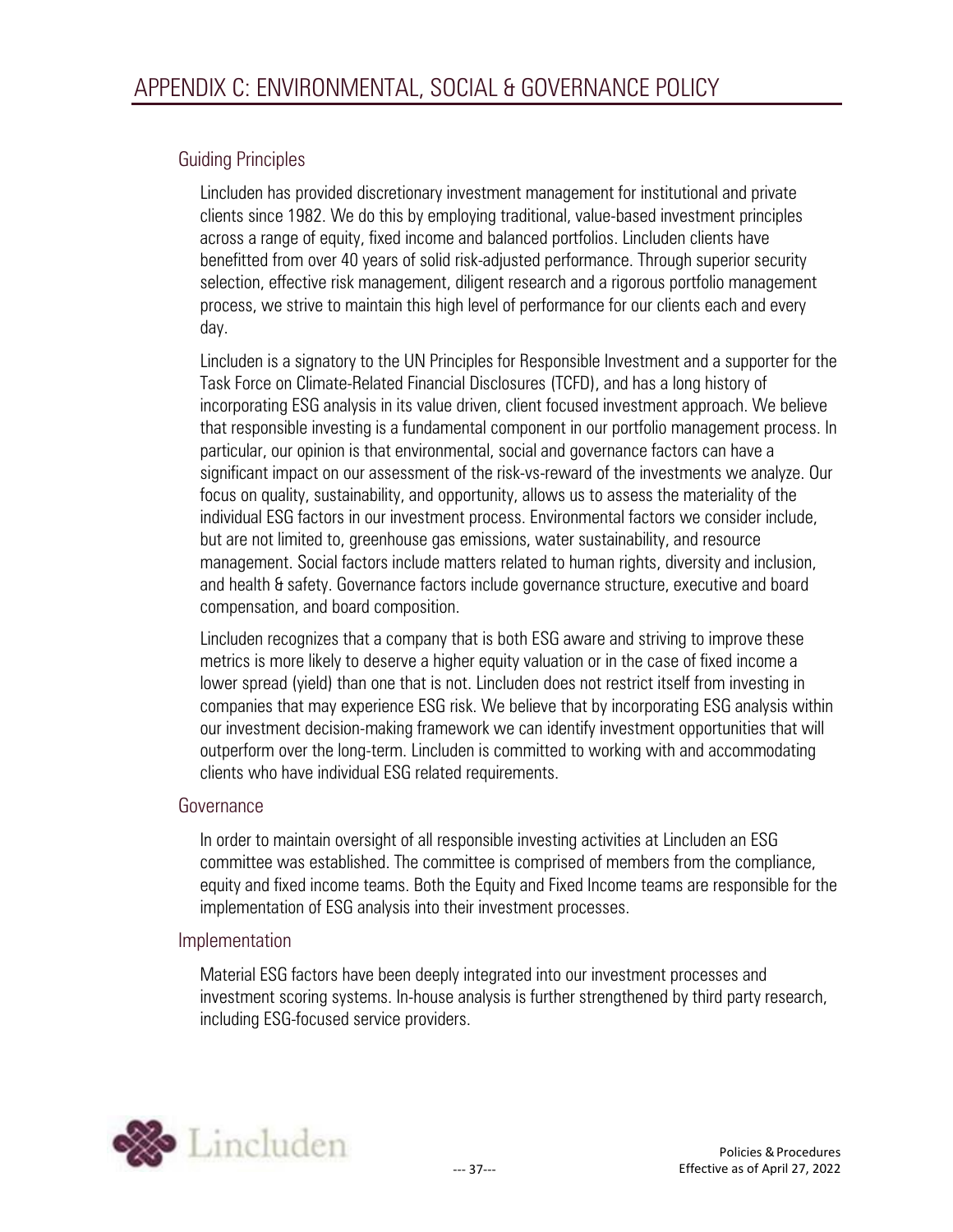# APPENDIX C: ENVIRONMENTAL, SOCIAL & GOVERNANCE POLICY

## Guiding Principles

Lincluden has provided discretionary investment management for institutional and private clients since 1982. We do this by employing traditional, value-based investment principles across a range of equity, fixed income and balanced portfolios. Lincluden clients have benefitted from over 40 years of solid risk-adjusted performance. Through superior security selection, effective risk management, diligent research and a rigorous portfolio management process, we strive to maintain this high level of performance for our clients each and every day.

Lincluden is a signatory to the UN Principles for Responsible Investment and a supporter for the Task Force on Climate-Related Financial Disclosures (TCFD), and has a long history of incorporating ESG analysis in its value driven, client focused investment approach. We believe that responsible investing is a fundamental component in our portfolio management process. In particular, our opinion is that environmental, social and governance factors can have a significant impact on our assessment of the risk-vs-reward of the investments we analyze. Our focus on quality, sustainability, and opportunity, allows us to assess the materiality of the individual ESG factors in our investment process. Environmental factors we consider include, but are not limited to, greenhouse gas emissions, water sustainability, and resource management. Social factors include matters related to human rights, diversity and inclusion, and health & safety. Governance factors include governance structure, executive and board compensation, and board composition.

Lincluden recognizes that a company that is both ESG aware and striving to improve these metrics is more likely to deserve a higher equity valuation or in the case of fixed income a lower spread (yield) than one that is not. Lincluden does not restrict itself from investing in companies that may experience ESG risk. We believe that by incorporating ESG analysis within our investment decision-making framework we can identify investment opportunities that will outperform over the long-term. Lincluden is committed to working with and accommodating clients who have individual ESG related requirements.

## Governance

In order to maintain oversight of all responsible investing activities at Lincluden an ESG committee was established. The committee is comprised of members from the compliance, equity and fixed income teams. Both the Equity and Fixed Income teams are responsible for the implementation of ESG analysis into their investment processes.

## Implementation

Material ESG factors have been deeply integrated into our investment processes and investment scoring systems. In-house analysis is further strengthened by third party research, including ESG-focused service providers.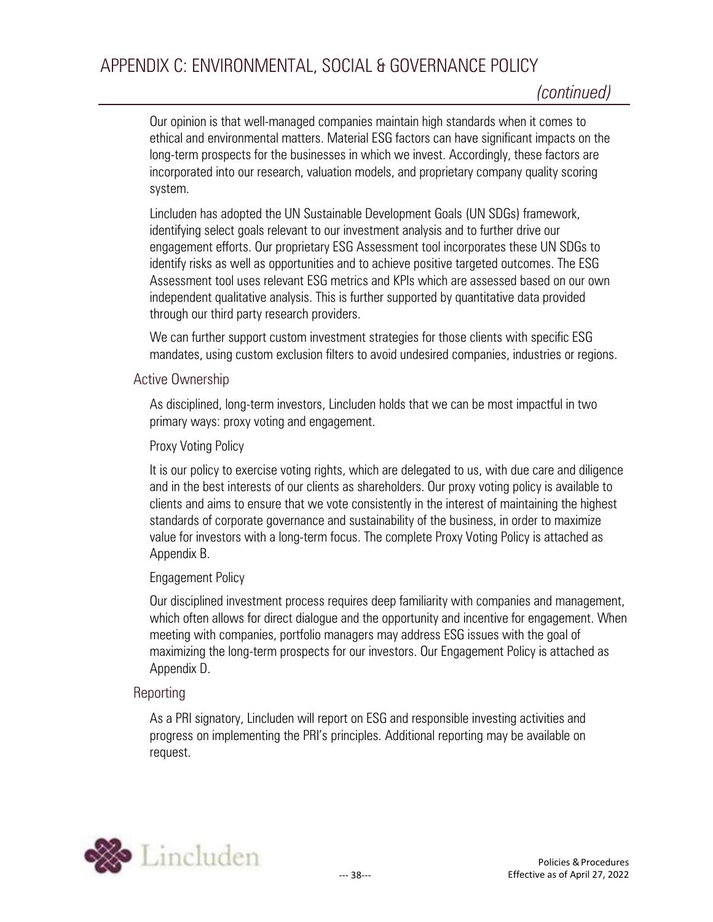# APPENDIX C: ENVIRONMENTAL, SOCIAL & GOVERNANCE POLICY

*(continued)*

Our opinion is that well-managed companies maintain high standards when it comes to ethical and environmental matters. Material ESG factors can have significant impacts on the long-term prospects for the businesses in which we invest. Accordingly, these factors are incorporated into our research, valuation models, and proprietary company quality scoring system.

Lincluden has adopted the UN Sustainable Development Goals (UN SDGs) framework, identifying select goals relevant to our investment analysis and to further drive our engagement efforts. Our proprietary ESG Assessment tool incorporates these UN SDGs to identify risks as well as opportunities and to achieve positive targeted outcomes. The ESG Assessment tool uses relevant ESG metrics and KPIs which are assessed based on our own independent qualitative analysis. This is further supported by quantitative data provided through our third party research providers.

We can further support custom investment strategies for those clients with specific ESG mandates, using custom exclusion filters to avoid undesired companies, industries or regions.

## Active Ownership

As disciplined, long-term investors, Lincluden holds that we can be most impactful in two primary ways: proxy voting and engagement.

### Proxy Voting Policy

It is our policy to exercise voting rights, which are delegated to us, with due care and diligence and in the best interests of our clients as shareholders. Our proxy voting policy is available to clients and aims to ensure that we vote consistently in the interest of maintaining the highest standards of corporate governance and sustainability of the business, in order to maximize value for investors with a long-term focus. The complete Proxy Voting Policy is attached as Appendix B.

### Engagement Policy

Our disciplined investment process requires deep familiarity with companies and management, which often allows for direct dialogue and the opportunity and incentive for engagement. When meeting with companies, portfolio managers may address ESG issues with the goal of maximizing the long-term prospects for our investors. Our Engagement Policy is attached as Appendix D.

## Reporting

As a PRI signatory, Lincluden will report on ESG and responsible investing activities and progress on implementing the PRI's principles. Additional reporting may be available on request.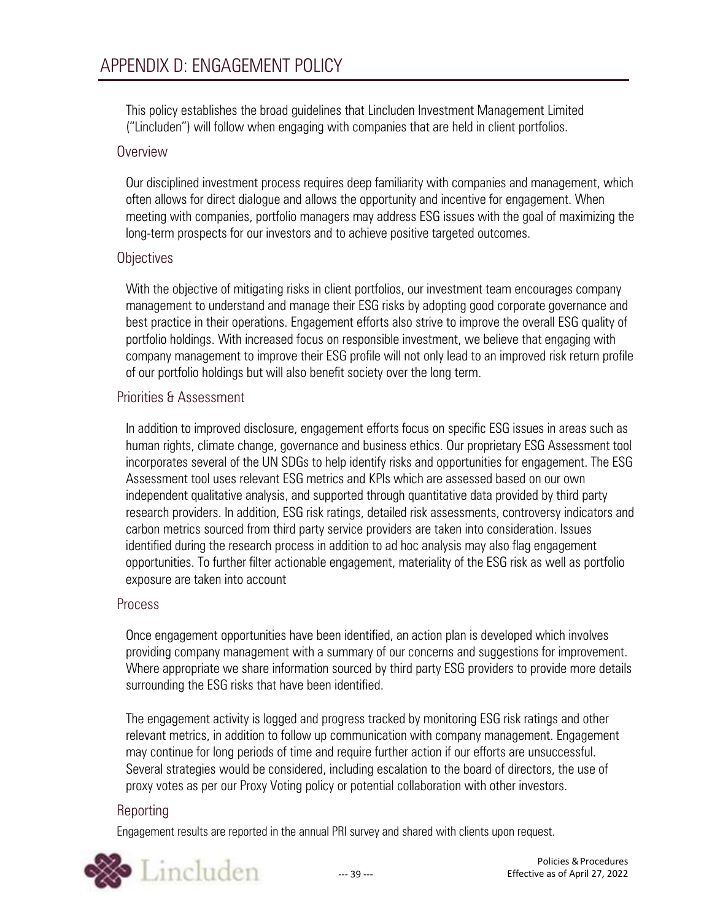# APPENDIX D: ENGAGEMENT POLICY

This policy establishes the broad guidelines that Lincluden Investment Management Limited ("Lincluden") will follow when engaging with companies that are held in client portfolios.

## Overview

Our disciplined investment process requires deep familiarity with companies and management, which often allows for direct dialogue and allows the opportunity and incentive for engagement. When meeting with companies, portfolio managers may address ESG issues with the goal of maximizing the long-term prospects for our investors and to achieve positive targeted outcomes.

## Objectives

With the objective of mitigating risks in client portfolios, our investment team encourages company management to understand and manage their ESG risks by adopting good corporate governance and best practice in their operations. Engagement efforts also strive to improve the overall ESG quality of portfolio holdings. With increased focus on responsible investment, we believe that engaging with company management to improve their ESG profile will not only lead to an improved risk return profile of our portfolio holdings but will also benefit society over the long term.

## Priorities & Assessment

In addition to improved disclosure, engagement efforts focus on specific ESG issues in areas such as human rights, climate change, governance and business ethics. Our proprietary ESG Assessment tool incorporates several of the UN SDGs to help identify risks and opportunities for engagement. The ESG Assessment tool uses relevant ESG metrics and KPIs which are assessed based on our own independent qualitative analysis, and supported through quantitative data provided by third party research providers. In addition, ESG risk ratings, detailed risk assessments, controversy indicators and carbon metrics sourced from third party service providers are taken into consideration. Issues identified during the research process in addition to ad hoc analysis may also flag engagement opportunities. To further filter actionable engagement, materiality of the ESG risk as well as portfolio exposure are taken into account

## Process

Once engagement opportunities have been identified, an action plan is developed which involves providing company management with a summary of our concerns and suggestions for improvement. Where appropriate we share information sourced by third party ESG providers to provide more details surrounding the ESG risks that have been identified.

The engagement activity is logged and progress tracked by monitoring ESG risk ratings and other relevant metrics, in addition to follow up communication with company management. Engagement may continue for long periods of time and require further action if our efforts are unsuccessful. Several strategies would be considered, including escalation to the board of directors, the use of proxy votes as per our Proxy Voting policy or potential collaboration with other investors.

## Reporting

Engagement results are reported in the annual PRI survey and shared with clients upon request.